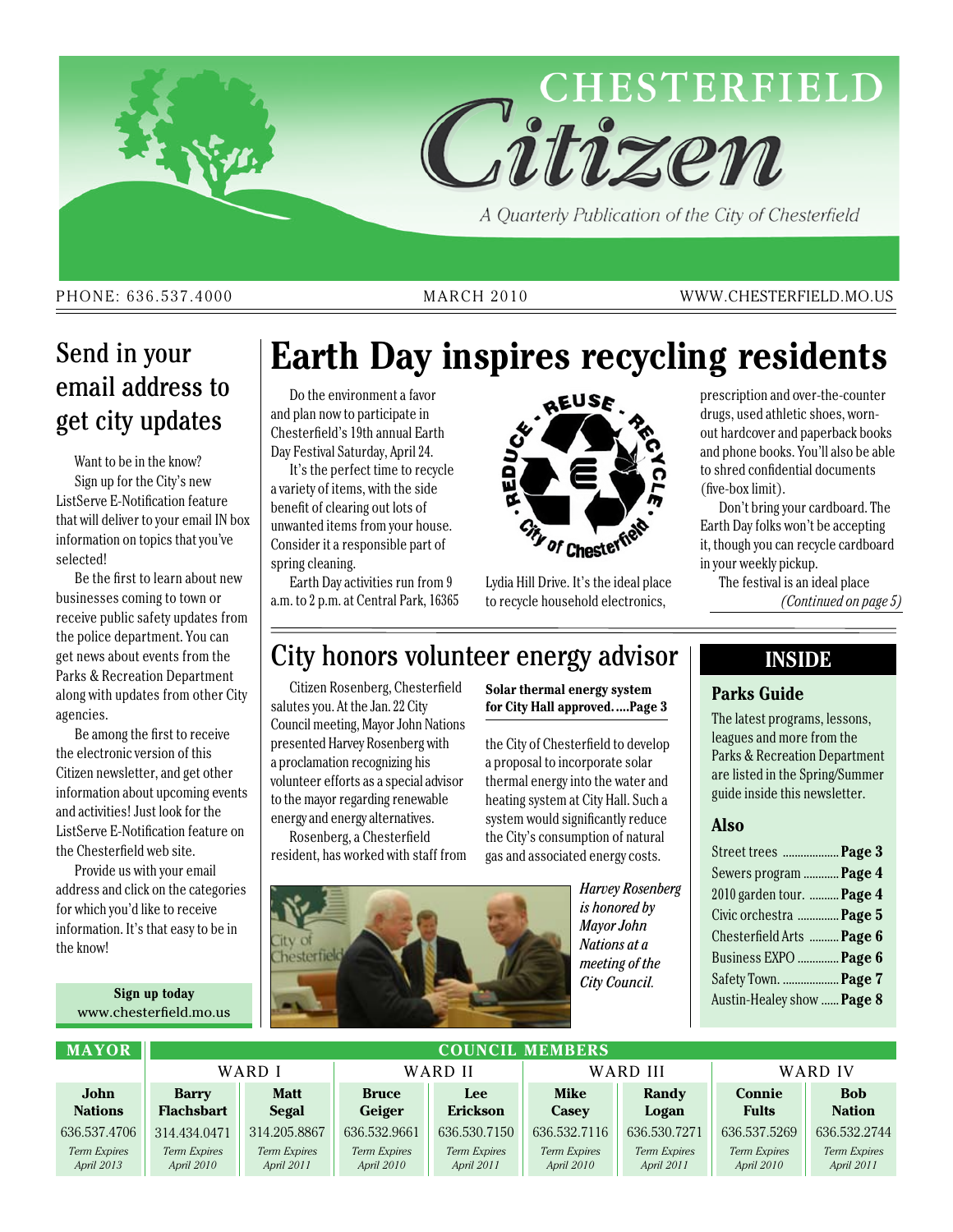# CHESTERFIELD Citizen

A Quarterly Publication of the City of Chesterfield

PHONE: 636.537.4000 | MARCH 2010 | WWW.CHESTERFIELD.MO.US

## Earth Day inspires recycling residents

Do the environment a favor and plan now to participate in Chesterfield's 19th annual Earth Day Festival Saturday, April 24.

It's the perfect time to recycle a variety of items, with the side benefit of clearing out lots of unwanted items from your house. Consider it a responsible part of spring cleaning.

Earth Day activities run from 9 a.m. to 2 p.m. at Central Park, 16365 Lydia Hill Drive. It's the ideal place to recycle household electronics, prescription and over-the-counter drugs, used athletic shoes, worn-out hardcover and paperback books and phone books. You'll also be able to shred confidential documents (five-box limit).

Don't bring your cardboard. The Earth Day folks won't be accepting it, though you can recycle cardboard in your weekly pickup.

The festival is an ideal place

*(Continued on page 5)*

## Send in your email address to get city updates

Want to be in the know?

Sign up for the City's new ListServe E-Notification feature that will deliver to your email IN box information on topics that you've selected!

Be the first to learn about new businesses coming to town or receive public safety updates from the police department. You can get news about events from the Parks & Recreation Department along with updates from other City agencies.

Be among the first to receive the electronic version of this Citizen newsletter, and get other information about upcoming events and activities! Just look for the ListServe E-Notification feature on the Chesterfield web site.

Provide us with your email address and click on the categories for which you'd like to receive information. It's that easy to be in the know!

**Sign up today**
www.chesterfield.mo.us

## City honors volunteer energy advisor

Citizen Rosenberg, Chesterfield salutes you. At the Jan. 22 City Council meeting, Mayor John Nations presented Harvey Rosenberg with a proclamation recognizing his volunteer efforts as a special advisor to the mayor regarding renewable energy and energy alternatives.

Rosenberg, a Chesterfield resident, has worked with staff from the City of Chesterfield to develop a proposal to incorporate solar thermal energy into the water and heating system at City Hall. Such a system would significantly reduce the City's consumption of natural gas and associated energy costs.

**Solar thermal energy system for City Hall approved.....Page 3**

*Harvey Rosenberg is honored by Mayor John Nations at a meeting of the City Council.*

## INSIDE

### Parks Guide

The latest programs, lessons, leagues and more from the Parks & Recreation Department are listed in the Spring/Summer guide inside this newsletter.

### Also

- Street trees .................. **Page 3**
- Sewers program ........... **Page 4**
- 2010 garden tour. ......... **Page 4**
- Civic orchestra ............. **Page 5**
- Chesterfield Arts .......... **Page 6**
- Business EXPO ............. **Page 6**
- Safety Town. .................. **Page 7**
- Austin-Healey show ...... **Page 8**

| MAYOR | COUNCIL MEMBERS | | | | | | | |
|---|---|---|---|---|---|---|---|---|
| | WARD I | | WARD II | | WARD III | | WARD IV | |
| **John Nations** | **Barry Flachsbart** | **Matt Segal** | **Bruce Geiger** | **Lee Erickson** | **Mike Casey** | **Randy Logan** | **Connie Fults** | **Bob Nation** |
| 636.537.4706 | 314.434.0471 | 314.205.8867 | 636.532.9661 | 636.530.7150 | 636.532.7116 | 636.530.7271 | 636.537.5269 | 636.532.2744 |
| *Term Expires April 2013* | *Term Expires April 2010* | *Term Expires April 2011* | *Term Expires April 2010* | *Term Expires April 2011* | *Term Expires April 2010* | *Term Expires April 2011* | *Term Expires April 2010* | *Term Expires April 2011* |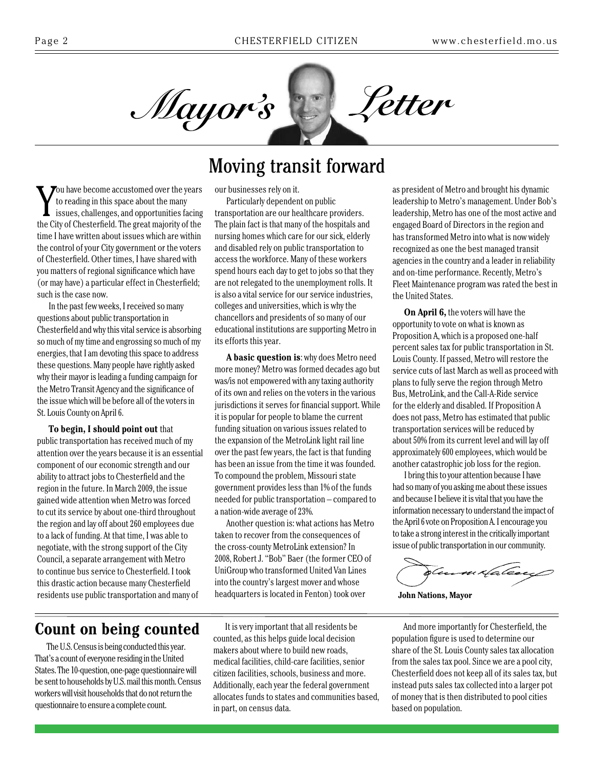# Mayor's Letter

## Moving transit forward

You have become accustomed over the years to reading in this space about the many issues, challenges, and opportunities facing the City of Chesterfield. The great majority of the time I have written about issues which are within the control of your City government or the voters of Chesterfield. Other times, I have shared with you matters of regional significance which have (or may have) a particular effect in Chesterfield; such is the case now.

In the past few weeks, I received so many questions about public transportation in Chesterfield and why this vital service is absorbing so much of my time and engrossing so much of my energies, that I am devoting this space to address these questions. Many people have rightly asked why their mayor is leading a funding campaign for the Metro Transit Agency and the significance of the issue which will be before all of the voters in St. Louis County on April 6.

**To begin, I should point out** that public transportation has received much of my attention over the years because it is an essential component of our economic strength and our ability to attract jobs to Chesterfield and the region in the future. In March 2009, the issue gained wide attention when Metro was forced to cut its service by about one-third throughout the region and lay off about 260 employees due to a lack of funding. At that time, I was able to negotiate, with the strong support of the City Council, a separate arrangement with Metro to continue bus service to Chesterfield. I took this drastic action because many Chesterfield residents use public transportation and many of our businesses rely on it.

Particularly dependent on public transportation are our healthcare providers. The plain fact is that many of the hospitals and nursing homes which care for our sick, elderly and disabled rely on public transportation to access the workforce. Many of these workers spend hours each day to get to jobs so that they are not relegated to the unemployment rolls. It is also a vital service for our service industries, colleges and universities, which is why the chancellors and presidents of so many of our educational institutions are supporting Metro in its efforts this year.

**A basic question is**: why does Metro need more money? Metro was formed decades ago but was/is not empowered with any taxing authority of its own and relies on the voters in the various jurisdictions it serves for financial support. While it is popular for people to blame the current funding situation on various issues related to the expansion of the MetroLink light rail line over the past few years, the fact is that funding has been an issue from the time it was founded. To compound the problem, Missouri state government provides less than 1% of the funds needed for public transportation – compared to a nation-wide average of 23%.

Another question is: what actions has Metro taken to recover from the consequences of the cross-county MetroLink extension? In 2008, Robert J. "Bob" Baer (the former CEO of UniGroup who transformed United Van Lines into the country's largest mover and whose headquarters is located in Fenton) took over as president of Metro and brought his dynamic leadership to Metro's management. Under Bob's leadership, Metro has one of the most active and engaged Board of Directors in the region and has transformed Metro into what is now widely recognized as one the best managed transit agencies in the country and a leader in reliability and on-time performance. Recently, Metro's Fleet Maintenance program was rated the best in the United States.

**On April 6,** the voters will have the opportunity to vote on what is known as Proposition A, which is a proposed one-half percent sales tax for public transportation in St. Louis County. If passed, Metro will restore the service cuts of last March as well as proceed with plans to fully serve the region through Metro Bus, MetroLink, and the Call-A-Ride service for the elderly and disabled. If Proposition A does not pass, Metro has estimated that public transportation services will be reduced by about 50% from its current level and will lay off approximately 600 employees, which would be another catastrophic job loss for the region.

I bring this to your attention because I have had so many of you asking me about these issues and because I believe it is vital that you have the information necessary to understand the impact of the April 6 vote on Proposition A. I encourage you to take a strong interest in the critically important issue of public transportation in our community.

**John Nations, Mayor**

## Count on being counted

The U.S. Census is being conducted this year. That's a count of everyone residing in the United States. The 10-question, one-page questionnaire will be sent to households by U.S. mail this month. Census workers will visit households that do not return the questionnaire to ensure a complete count.

It is very important that all residents be counted, as this helps guide local decision makers about where to build new roads, medical facilities, child-care facilities, senior citizen facilities, schools, business and more. Additionally, each year the federal government allocates funds to states and communities based, in part, on census data.

And more importantly for Chesterfield, the population figure is used to determine our share of the St. Louis County sales tax allocation from the sales tax pool. Since we are a pool city, Chesterfield does not keep all of its sales tax, but instead puts sales tax collected into a larger pot of money that is then distributed to pool cities based on population.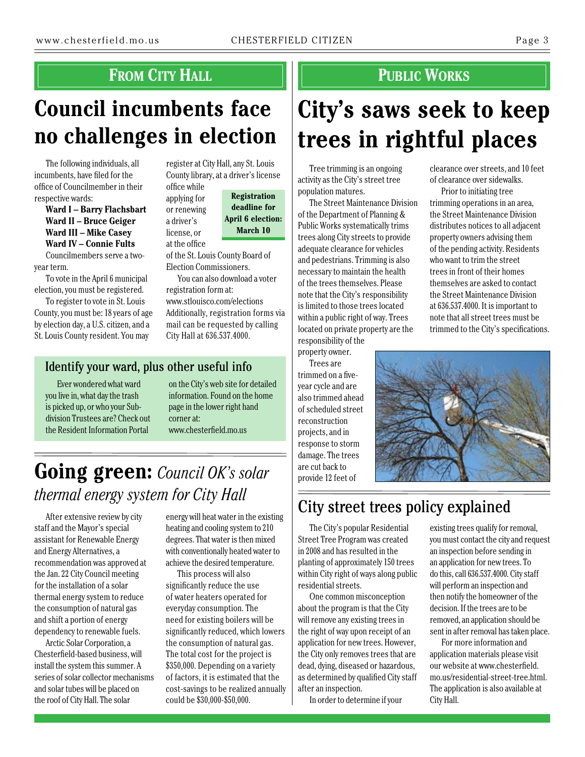## From City Hall

# Council incumbents face no challenges in election

The following individuals, all incumbents, have filed for the office of Councilmember in their respective wards:

**Ward I – Barry Flachsbart**
**Ward II – Bruce Geiger**
**Ward III – Mike Casey**
**Ward IV – Connie Fults**

Councilmembers serve a two-year term.

To vote in the April 6 municipal election, you must be registered.

To register to vote in St. Louis County, you must be: 18 years of age by election day, a U.S. citizen, and a St. Louis County resident. You may register at City Hall, any St. Louis County library, at a driver's license office while applying for or renewing a driver's license, or at the office of the St. Louis County Board of Election Commissioners.

**Registration deadline for April 6 election: March 10**

You can also download a voter registration form at: www.stlouisco.com/elections Additionally, registration forms via mail can be requested by calling City Hall at 636.537.4000.

### Identify your ward, plus other useful info

Ever wondered what ward you live in, what day the trash is picked up, or who your Subdivision Trustees are? Check out the Resident Information Portal on the City's web site for detailed information. Found on the home page in the lower right hand corner at: www.chesterfield.mo.us

# Going green: *Council OK's solar thermal energy system for City Hall*

After extensive review by city staff and the Mayor's special assistant for Renewable Energy and Energy Alternatives, a recommendation was approved at the Jan. 22 City Council meeting for the installation of a solar thermal energy system to reduce the consumption of natural gas and shift a portion of energy dependency to renewable fuels.

Arctic Solar Corporation, a Chesterfield-based business, will install the system this summer. A series of solar collector mechanisms and solar tubes will be placed on the roof of City Hall. The solar energy will heat water in the existing heating and cooling system to 210 degrees. That water is then mixed with conventionally heated water to achieve the desired temperature.

This process will also significantly reduce the use of water heaters operated for everyday consumption. The need for existing boilers will be significantly reduced, which lowers the consumption of natural gas. The total cost for the project is $350,000. Depending on a variety of factors, it is estimated that the cost-savings to be realized annually could be $30,000-$50,000.

## Public Works

# City's saws seek to keep trees in rightful places

Tree trimming is an ongoing activity as the City's street tree population matures.

The Street Maintenance Division of the Department of Planning & Public Works systematically trims trees along City streets to provide adequate clearance for vehicles and pedestrians. Trimming is also necessary to maintain the health of the trees themselves. Please note that the City's responsibility is limited to those trees located within a public right of way. Trees located on private property are the responsibility of the property owner.

Trees are trimmed on a five-year cycle and are also trimmed ahead of scheduled street reconstruction projects, and in response to storm damage. The trees are cut back to provide 12 feet of clearance over streets, and 10 feet of clearance over sidewalks.

Prior to initiating tree trimming operations in an area, the Street Maintenance Division distributes notices to all adjacent property owners advising them of the pending activity. Residents who want to trim the street trees in front of their homes themselves are asked to contact the Street Maintenance Division at 636.537.4000. It is important to note that all street trees must be trimmed to the City's specifications.

## City street trees policy explained

The City's popular Residential Street Tree Program was created in 2008 and has resulted in the planting of approximately 150 trees within City right of ways along public residential streets.

One common misconception about the program is that the City will remove any existing trees in the right of way upon receipt of an application for new trees. However, the City only removes trees that are dead, dying, diseased or hazardous, as determined by qualified City staff after an inspection.

In order to determine if your existing trees qualify for removal, you must contact the city and request an inspection before sending in an application for new trees. To do this, call 636.537.4000. City staff will perform an inspection and then notify the homeowner of the decision. If the trees are to be removed, an application should be sent in after removal has taken place.

For more information and application materials please visit our website at www.chesterfield.mo.us/residential-street-tree.html. The application is also available at City Hall.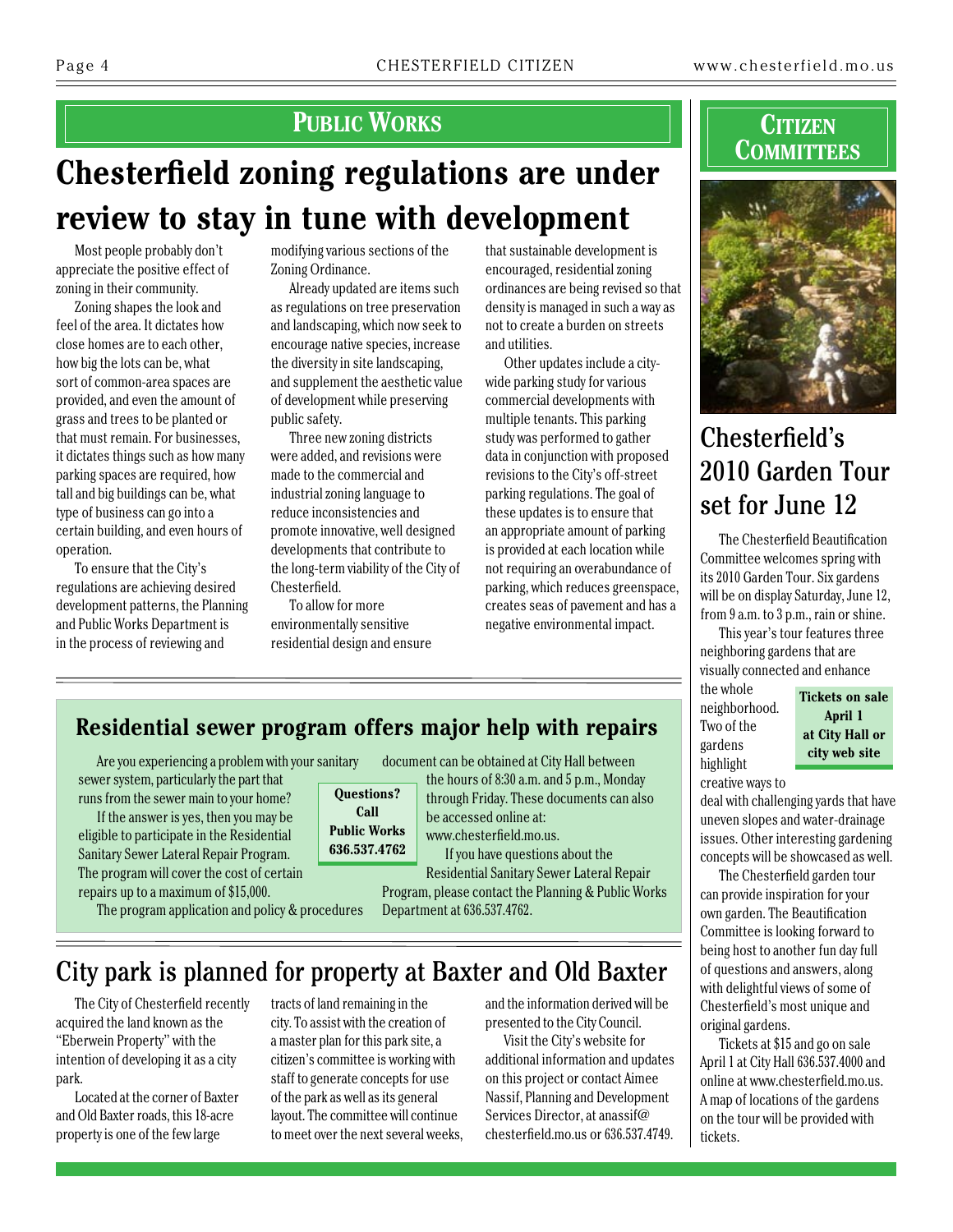## Public Works

# Chesterfield zoning regulations are under review to stay in tune with development

Most people probably don't appreciate the positive effect of zoning in their community.

Zoning shapes the look and feel of the area. It dictates how close homes are to each other, how big the lots can be, what sort of common-area spaces are provided, and even the amount of grass and trees to be planted or that must remain. For businesses, it dictates things such as how many parking spaces are required, how tall and big buildings can be, what type of business can go into a certain building, and even hours of operation.

To ensure that the City's regulations are achieving desired development patterns, the Planning and Public Works Department is in the process of reviewing and modifying various sections of the Zoning Ordinance.

Already updated are items such as regulations on tree preservation and landscaping, which now seek to encourage native species, increase the diversity in site landscaping, and supplement the aesthetic value of development while preserving public safety.

Three new zoning districts were added, and revisions were made to the commercial and industrial zoning language to reduce inconsistencies and promote innovative, well designed developments that contribute to the long-term viability of the City of Chesterfield.

To allow for more environmentally sensitive residential design and ensure that sustainable development is encouraged, residential zoning ordinances are being revised so that density is managed in such a way as not to create a burden on streets and utilities.

Other updates include a city-wide parking study for various commercial developments with multiple tenants. This parking study was performed to gather data in conjunction with proposed revisions to the City's off-street parking regulations. The goal of these updates is to ensure that an appropriate amount of parking is provided at each location while not requiring an overabundance of parking, which reduces greenspace, creates seas of pavement and has a negative environmental impact.

## Residential sewer program offers major help with repairs

Are you experiencing a problem with your sanitary sewer system, particularly the part that runs from the sewer main to your home?

If the answer is yes, then you may be eligible to participate in the Residential Sanitary Sewer Lateral Repair Program. The program will cover the cost of certain repairs up to a maximum of $15,000.

The program application and policy & procedures document can be obtained at City Hall between the hours of 8:30 a.m. and 5 p.m., Monday through Friday. These documents can also be accessed online at: www.chesterfield.mo.us.

If you have questions about the Residential Sanitary Sewer Lateral Repair Program, please contact the Planning & Public Works Department at 636.537.4762.

**Questions? Call Public Works 636.537.4762**

## City park is planned for property at Baxter and Old Baxter

The City of Chesterfield recently acquired the land known as the "Eberwein Property" with the intention of developing it as a city park.

Located at the corner of Baxter and Old Baxter roads, this 18-acre property is one of the few large tracts of land remaining in the city. To assist with the creation of a master plan for this park site, a citizen's committee is working with staff to generate concepts for use of the park as well as its general layout. The committee will continue to meet over the next several weeks, and the information derived will be presented to the City Council.

Visit the City's website for additional information and updates on this project or contact Aimee Nassif, Planning and Development Services Director, at anassif@chesterfield.mo.us or 636.537.4749.

## Citizen Committees

# Chesterfield's 2010 Garden Tour set for June 12

The Chesterfield Beautification Committee welcomes spring with its 2010 Garden Tour. Six gardens will be on display Saturday, June 12, from 9 a.m. to 3 p.m., rain or shine.

This year's tour features three neighboring gardens that are visually connected and enhance the whole neighborhood. Two of the gardens highlight creative ways to deal with challenging yards that have uneven slopes and water-drainage issues. Other interesting gardening concepts will be showcased as well.

**Tickets on sale April 1 at City Hall or city web site**

The Chesterfield garden tour can provide inspiration for your own garden. The Beautification Committee is looking forward to being host to another fun day full of questions and answers, along with delightful views of some of Chesterfield's most unique and original gardens.

Tickets at $15 and go on sale April 1 at City Hall 636.537.4000 and online at www.chesterfield.mo.us. A map of locations of the gardens on the tour will be provided with tickets.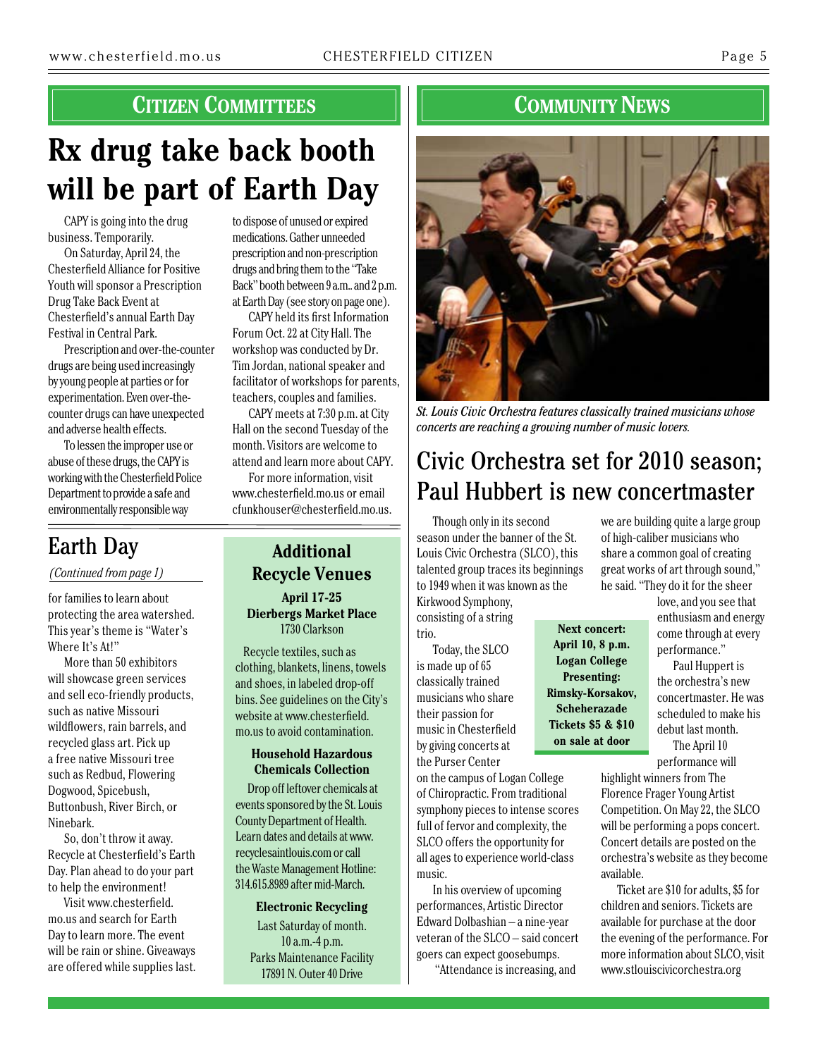## Citizen Committees

# Rx drug take back booth will be part of Earth Day

CAPY is going into the drug business. Temporarily.

On Saturday, April 24, the Chesterfield Alliance for Positive Youth will sponsor a Prescription Drug Take Back Event at Chesterfield's annual Earth Day Festival in Central Park.

Prescription and over-the-counter drugs are being used increasingly by young people at parties or for experimentation. Even over-the-counter drugs can have unexpected and adverse health effects.

To lessen the improper use or abuse of these drugs, the CAPY is working with the Chesterfield Police Department to provide a safe and environmentally responsible way to dispose of unused or expired medications. Gather unneeded prescription and non-prescription drugs and bring them to the "Take Back" booth between 9 a.m.. and 2 p.m. at Earth Day (see story on page one).

CAPY held its first Information Forum Oct. 22 at City Hall. The workshop was conducted by Dr. Tim Jordan, national speaker and facilitator of workshops for parents, teachers, couples and families.

CAPY meets at 7:30 p.m. at City Hall on the second Tuesday of the month. Visitors are welcome to attend and learn more about CAPY.

For more information, visit www.chesterfield.mo.us or email cfunkhouser@chesterfield.mo.us.

## Earth Day

*(Continued from page 1)*

for families to learn about protecting the area watershed. This year's theme is "Water's Where It's At!"

More than 50 exhibitors will showcase green services and sell eco-friendly products, such as native Missouri wildflowers, rain barrels, and recycled glass art. Pick up a free native Missouri tree such as Redbud, Flowering Dogwood, Spicebush, Buttonbush, River Birch, or Ninebark.

So, don't throw it away. Recycle at Chesterfield's Earth Day. Plan ahead to do your part to help the environment!

Visit www.chesterfield.mo.us and search for Earth Day to learn more. The event will be rain or shine. Giveaways are offered while supplies last.

### Additional Recycle Venues

**April 17-25**
**Dierbergs Market Place**
1730 Clarkson

Recycle textiles, such as clothing, blankets, linens, towels and shoes, in labeled drop-off bins. See guidelines on the City's website at www.chesterfield.mo.us to avoid contamination.

**Household Hazardous Chemicals Collection**

Drop off leftover chemicals at events sponsored by the St. Louis County Department of Health. Learn dates and details at www.recyclesaintlouis.com or call the Waste Management Hotline: 314.615.8989 after mid-March.

**Electronic Recycling**

Last Saturday of month.
10 a.m.-4 p.m.
Parks Maintenance Facility
17891 N. Outer 40 Drive

## Community News

*St. Louis Civic Orchestra features classically trained musicians whose concerts are reaching a growing number of music lovers.*

# Civic Orchestra set for 2010 season; Paul Hubbert is new concertmaster

Though only in its second season under the banner of the St. Louis Civic Orchestra (SLCO), this talented group traces its beginnings to 1949 when it was known as the Kirkwood Symphony, consisting of a string trio.

Today, the SLCO is made up of 65 classically trained musicians who share their passion for music in Chesterfield by giving concerts at the Purser Center on the campus of Logan College of Chiropractic. From traditional symphony pieces to intense scores full of fervor and complexity, the SLCO offers the opportunity for all ages to experience world-class music.

In his overview of upcoming performances, Artistic Director Edward Dolbashian – a nine-year veteran of the SLCO – said concert goers can expect goosebumps.

"Attendance is increasing, and we are building quite a large group of high-caliber musicians who share a common goal of creating great works of art through sound," he said. "They do it for the sheer love, and you see that enthusiasm and energy come through at every performance."

Paul Huppert is the orchestra's new concertmaster. He was scheduled to make his debut last month.

The April 10 performance will highlight winners from The Florence Frager Young Artist Competition. On May 22, the SLCO will be performing a pops concert. Concert details are posted on the orchestra's website as they become available.

Ticket are $10 for adults, $5 for children and seniors. Tickets are available for purchase at the door the evening of the performance. For more information about SLCO, visit www.stlouiscivicorchestra.org

**Next concert:**
**April 10, 8 p.m.**
**Logan College**
**Presenting:**
**Rimsky-Korsakov, Scheherazade**
**Tickets $5 & $10 on sale at door**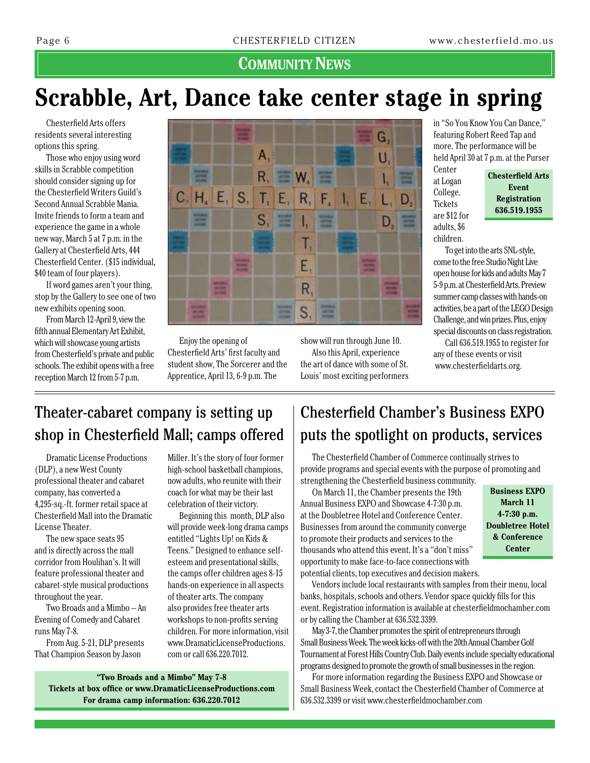## Community News

# Scrabble, Art, Dance take center stage in spring

Chesterfield Arts offers residents several interesting options this spring.

Those who enjoy using word skills in Scrabble competition should consider signing up for the Chesterfield Writers Guild's Second Annual Scrabble Mania. Invite friends to form a team and experience the game in a whole new way, March 5 at 7 p.m. in the Gallery at Chesterfield Arts, 444 Chesterfield Center. ($15 individual, $40 team of four players).

If word games aren't your thing, stop by the Gallery to see one of two new exhibits opening soon.

From March 12-April 9, view the fifth annual Elementary Art Exhibit, which will showcase young artists from Chesterfield's private and public schools. The exhibit opens with a free reception March 12 from 5-7 p.m.

Enjoy the opening of Chesterfield Arts' first faculty and student show, The Sorcerer and the Apprentice, April 13, 6-9 p.m. The show will run through June 10.

Also this April, experience the art of dance with some of St. Louis' most exciting performers in "So You Know You Can Dance," featuring Robert Reed Tap and more. The performance will be held April 30 at 7 p.m. at the Purser Center at Logan College. Tickets are $12 for adults, $6 children.

**Chesterfield Arts Event Registration 636.519.1955**

To get into the arts SNL-style, come to the free Studio Night Live open house for kids and adults May 7 5-9 p.m. at Chesterfield Arts. Preview summer camp classes with hands-on activities, be a part of the LEGO Design Challenge, and win prizes. Plus, enjoy special discounts on class registration.

Call 636.519.1955 to register for any of these events or visit www.chesterfieldarts.org.

## Theater-cabaret company is setting up shop in Chesterfield Mall; camps offered

Dramatic License Productions (DLP), a new West County professional theater and cabaret company, has converted a 4,295-sq.-ft. former retail space at Chesterfield Mall into the Dramatic License Theater.

The new space seats 95 and is directly across the mall corridor from Houlihan's. It will feature professional theater and cabaret-style musical productions throughout the year.

Two Broads and a Mimbo – An Evening of Comedy and Cabaret runs May 7-8.

From Aug. 5-21, DLP presents That Champion Season by Jason Miller. It's the story of four former high-school basketball champions, now adults, who reunite with their coach for what may be their last celebration of their victory.

Beginning this month, DLP also will provide week-long drama camps entitled "Lights Up! on Kids & Teens." Designed to enhance self-esteem and presentational skills, the camps offer children ages 8-15 hands-on experience in all aspects of theater arts. The company also provides free theater arts workshops to non-profits serving children. For more information, visit www.DramaticLicenseProductions.com or call 636.220.7012.

**"Two Broads and a Mimbo" May 7-8**
**Tickets at box office or www.DramaticLicenseProductions.com**
**For drama camp information: 636.220.7012**

## Chesterfield Chamber's Business EXPO puts the spotlight on products, services

The Chesterfield Chamber of Commerce continually strives to provide programs and special events with the purpose of promoting and strengthening the Chesterfield business community.

On March 11, the Chamber presents the 19th Annual Business EXPO and Showcase 4-7:30 p.m. at the Doubletree Hotel and Conference Center. Businesses from around the community converge to promote their products and services to the thousands who attend this event. It's a "don't miss" opportunity to make face-to-face connections with potential clients, top executives and decision makers.

**Business EXPO March 11 4-7:30 p.m. Doubletree Hotel & Conference Center**

Vendors include local restaurants with samples from their menu, local banks, hospitals, schools and others. Vendor space quickly fills for this event. Registration information is available at chesterfieldmochamber.com or by calling the Chamber at 636.532.3399.

May 3-7, the Chamber promotes the spirit of entrepreneurs through Small Business Week. The week kicks-off with the 20th Annual Chamber Golf Tournament at Forest Hills Country Club. Daily events include specialty educational programs designed to promote the growth of small businesses in the region.

For more information regarding the Business EXPO and Showcase or Small Business Week, contact the Chesterfield Chamber of Commerce at 636.532.3399 or visit www.chesterfieldmochamber.com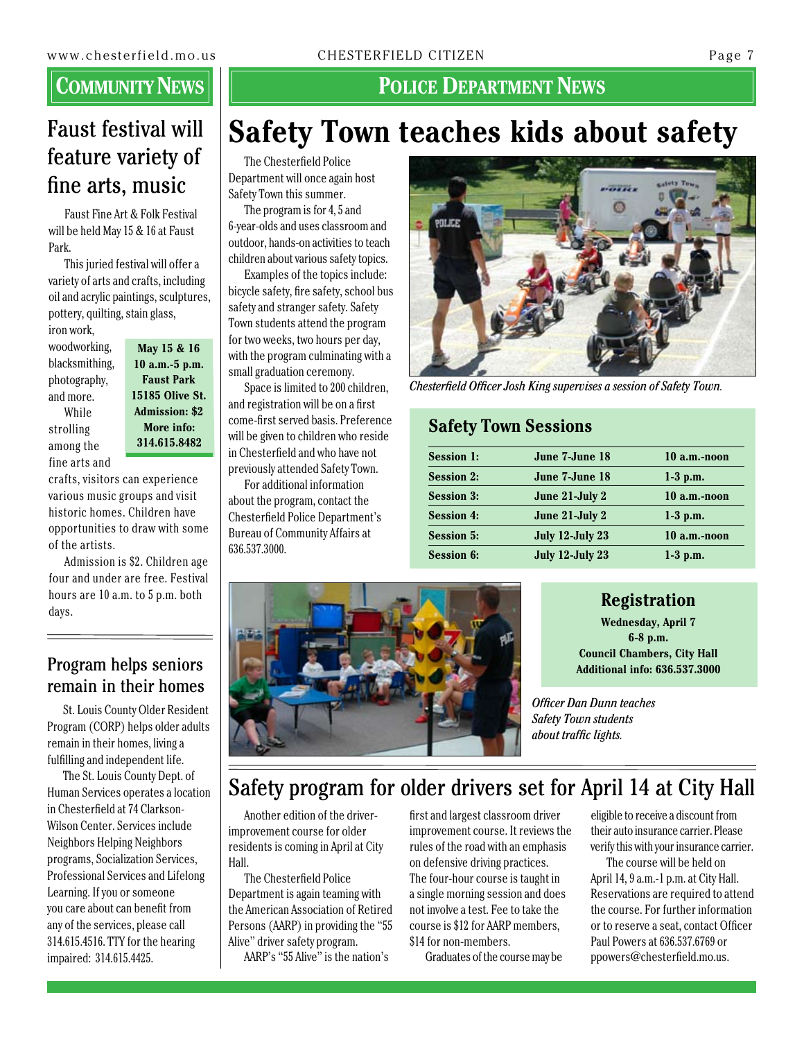## Community News

# Faust festival will feature variety of fine arts, music

Faust Fine Art & Folk Festival will be held May 15 & 16 at Faust Park.

This juried festival will offer a variety of arts and crafts, including oil and acrylic paintings, sculptures, pottery, quilting, stain glass, iron work, woodworking, blacksmithing, photography, and more.

**May 15 & 16**
**10 a.m.-5 p.m.**
**Faust Park**
**15185 Olive St.**
**Admission: $2**
**More info: 314.615.8482**

While strolling among the fine arts and crafts, visitors can experience various music groups and visit historic homes. Children have opportunities to draw with some of the artists.

Admission is $2. Children age four and under are free. Festival hours are 10 a.m. to 5 p.m. both days.

# Program helps seniors remain in their homes

St. Louis County Older Resident Program (CORP) helps older adults remain in their homes, living a fulfilling and independent life.

The St. Louis County Dept. of Human Services operates a location in Chesterfield at 74 Clarkson-Wilson Center. Services include Neighbors Helping Neighbors programs, Socialization Services, Professional Services and Lifelong Learning. If you or someone you care about can benefit from any of the services, please call 314.615.4516. TTY for the hearing impaired: 314.615.4425.

## Police Department News

# Safety Town teaches kids about safety

The Chesterfield Police Department will once again host Safety Town this summer.

The program is for 4, 5 and 6-year-olds and uses classroom and outdoor, hands-on activities to teach children about various safety topics.

Examples of the topics include: bicycle safety, fire safety, school bus safety and stranger safety. Safety Town students attend the program for two weeks, two hours per day, with the program culminating with a small graduation ceremony.

Space is limited to 200 children, and registration will be on a first come-first served basis. Preference will be given to children who reside in Chesterfield and who have not previously attended Safety Town.

For additional information about the program, contact the Chesterfield Police Department's Bureau of Community Affairs at 636.537.3000.

*Chesterfield Officer Josh King supervises a session of Safety Town.*

### Safety Town Sessions

| | | |
|---|---|---|
| **Session 1:** | **June 7-June 18** | **10 a.m.-noon** |
| **Session 2:** | **June 7-June 18** | **1-3 p.m.** |
| **Session 3:** | **June 21-July 2** | **10 a.m.-noon** |
| **Session 4:** | **June 21-July 2** | **1-3 p.m.** |
| **Session 5:** | **July 12-July 23** | **10 a.m.-noon** |
| **Session 6:** | **July 12-July 23** | **1-3 p.m.** |

### Registration

**Wednesday, April 7**
**6-8 p.m.**
**Council Chambers, City Hall**
**Additional info: 636.537.3000**

*Officer Dan Dunn teaches Safety Town students about traffic lights.*

# Safety program for older drivers set for April 14 at City Hall

Another edition of the driver-improvement course for older residents is coming in April at City Hall.

The Chesterfield Police Department is again teaming with the American Association of Retired Persons (AARP) in providing the "55 Alive" driver safety program.

AARP's "55 Alive" is the nation's first and largest classroom driver improvement course. It reviews the rules of the road with an emphasis on defensive driving practices. The four-hour course is taught in a single morning session and does not involve a test. Fee to take the course is $12 for AARP members, $14 for non-members.

Graduates of the course may be eligible to receive a discount from their auto insurance carrier. Please verify this with your insurance carrier.

The course will be held on April 14, 9 a.m.-1 p.m. at City Hall. Reservations are required to attend the course. For further information or to reserve a seat, contact Officer Paul Powers at 636.537.6769 or ppowers@chesterfield.mo.us.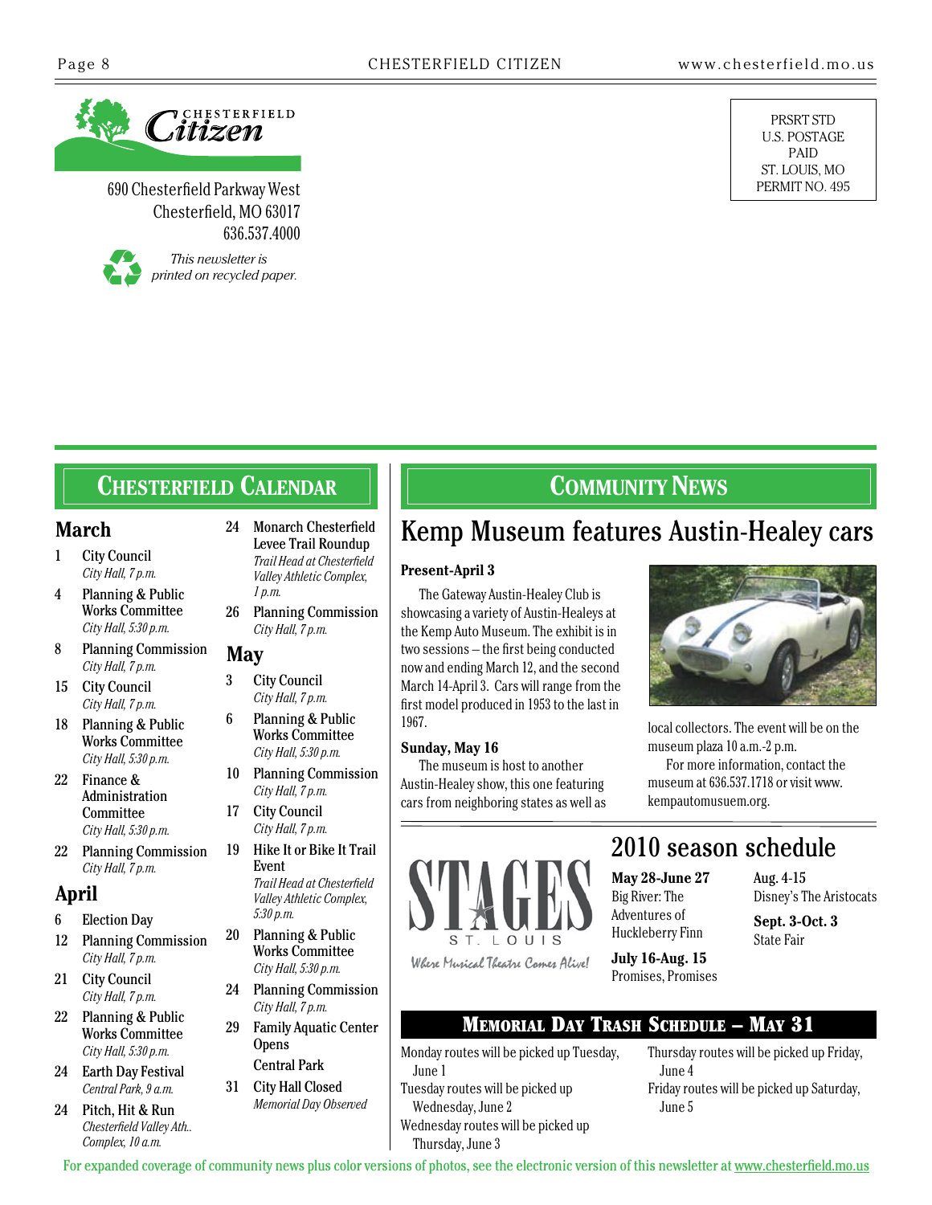Chesterfield Citizen

690 Chesterfield Parkway West
Chesterfield, MO 63017
636.537.4000

*This newsletter is printed on recycled paper.*

PRSRT STD
U.S. POSTAGE
PAID
ST. LOUIS, MO
PERMIT NO. 495

## Chesterfield Calendar

### March

- 1 City Council
  *City Hall, 7 p.m.*
- 4 Planning & Public Works Committee
  *City Hall, 5:30 p.m.*
- 8 Planning Commission
  *City Hall, 7 p.m.*
- 15 City Council
  *City Hall, 7 p.m.*
- 18 Planning & Public Works Committee
  *City Hall, 5:30 p.m.*
- 22 Finance & Administration Committee
  *City Hall, 5:30 p.m.*
- 22 Planning Commission
  *City Hall, 7 p.m.*

### April

- 6 Election Day
- 12 Planning Commission
  *City Hall, 7 p.m.*
- 21 City Council
  *City Hall, 7 p.m.*
- 22 Planning & Public Works Committee
  *City Hall, 5:30 p.m.*
- 24 Earth Day Festival
  *Central Park, 9 a.m.*
- 24 Pitch, Hit & Run
  *Chesterfield Valley Ath.. Complex, 10 a.m.*
- 24 Monarch Chesterfield Levee Trail Roundup
  *Trail Head at Chesterfield Valley Athletic Complex, 1 p.m.*
- 26 Planning Commission
  *City Hall, 7 p.m.*

### May

- 3 City Council
  *City Hall, 7 p.m.*
- 6 Planning & Public Works Committee
  *City Hall, 5:30 p.m.*
- 10 Planning Commission
  *City Hall, 7 p.m.*
- 17 City Council
  *City Hall, 7 p.m.*
- 19 Hike It or Bike It Trail Event
  *Trail Head at Chesterfield Valley Athletic Complex, 5:30 p.m.*
- 20 Planning & Public Works Committee
  *City Hall, 5:30 p.m.*
- 24 Planning Commission
  *City Hall, 7 p.m.*
- 29 Family Aquatic Center Opens
  Central Park
- 31 City Hall Closed
  *Memorial Day Observed*

## Community News

## Kemp Museum features Austin-Healey cars

**Present-April 3**

The Gateway Austin-Healey Club is showcasing a variety of Austin-Healeys at the Kemp Auto Museum. The exhibit is in two sessions – the first being conducted now and ending March 12, and the second March 14-April 3. Cars will range from the first model produced in 1953 to the last in 1967.

**Sunday, May 16**

The museum is host to another Austin-Healey show, this one featuring cars from neighboring states as well as local collectors. The event will be on the museum plaza 10 a.m.-2 p.m.

For more information, contact the museum at 636.537.1718 or visit www.kempautomusuem.org.

## 2010 season schedule

STAGES ST. LOUIS
*Where Musical Theatre Comes Alive!*

**May 28-June 27**
Big River: The Adventures of Huckleberry Finn

**July 16-Aug. 15**
Promises, Promises

Aug. 4-15
Disney's The Aristocats

**Sept. 3-Oct. 3**
State Fair

## Memorial Day Trash Schedule – May 31

Monday routes will be picked up Tuesday, June 1
Tuesday routes will be picked up Wednesday, June 2
Wednesday routes will be picked up Thursday, June 3
Thursday routes will be picked up Friday, June 4
Friday routes will be picked up Saturday, June 5

For expanded coverage of community news plus color versions of photos, see the electronic version of this newsletter at www.chesterfield.mo.us